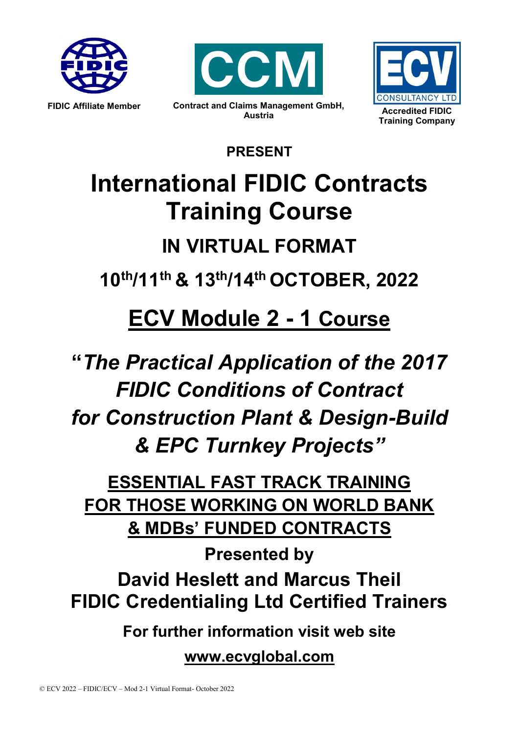FIDIC Affiliate Member

CCM

Contract and Claims Management GmbH, Austria

ECV CONSULTANCY LTD

Accredited FIDIC Training Company

**PRESENT**

# International FIDIC Contracts Training Course

## IN VIRTUAL FORMAT

## 10th/11th & 13th/14th OCTOBER, 2022

## ECV Module 2 - 1 Course

## "*The Practical Application of the 2017 FIDIC Conditions of Contract for Construction Plant & Design-Build & EPC Turnkey Projects*"

**ESSENTIAL FAST TRACK TRAINING FOR THOSE WORKING ON WORLD BANK & MDBs' FUNDED CONTRACTS**

**Presented by**

**David Heslett and Marcus Theil**
**FIDIC Credentialing Ltd Certified Trainers**

**For further information visit web site**

**www.ecvglobal.com**

© ECV 2022 – FIDIC/ECV – Mod 2-1 Virtual Format- October 2022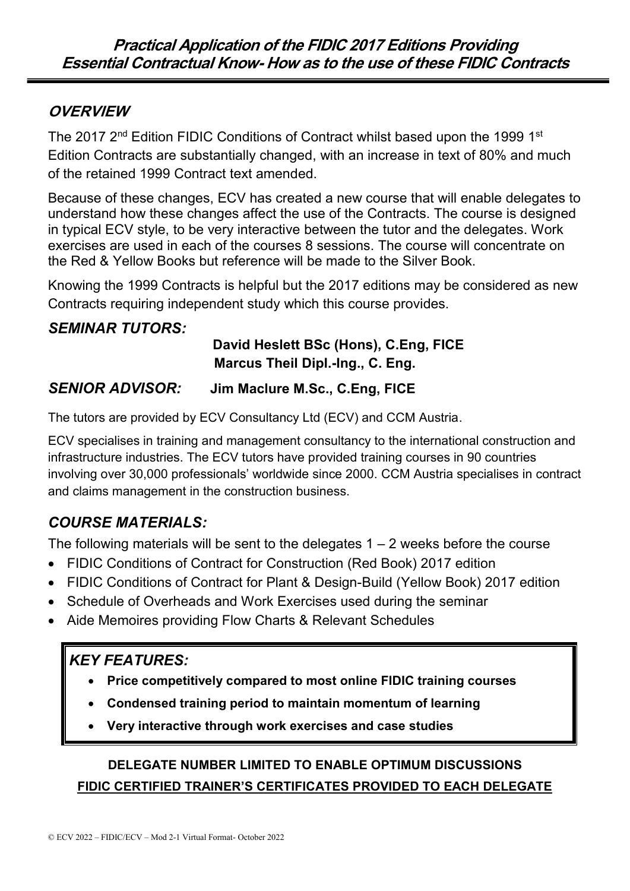# Practical Application of the FIDIC 2017 Editions Providing Essential Contractual Know- How as to the use of these FIDIC Contracts

## OVERVIEW

The 2017 2nd Edition FIDIC Conditions of Contract whilst based upon the 1999 1st Edition Contracts are substantially changed, with an increase in text of 80% and much of the retained 1999 Contract text amended.

Because of these changes, ECV has created a new course that will enable delegates to understand how these changes affect the use of the Contracts. The course is designed in typical ECV style, to be very interactive between the tutor and the delegates. Work exercises are used in each of the courses 8 sessions. The course will concentrate on the Red & Yellow Books but reference will be made to the Silver Book.

Knowing the 1999 Contracts is helpful but the 2017 editions may be considered as new Contracts requiring independent study which this course provides.

## SEMINAR TUTORS:

**David Heslett BSc (Hons), C.Eng, FICE**
**Marcus Theil Dipl.-Ing., C. Eng.**

## SENIOR ADVISOR: Jim Maclure M.Sc., C.Eng, FICE

The tutors are provided by ECV Consultancy Ltd (ECV) and CCM Austria.

ECV specialises in training and management consultancy to the international construction and infrastructure industries. The ECV tutors have provided training courses in 90 countries involving over 30,000 professionals' worldwide since 2000. CCM Austria specialises in contract and claims management in the construction business.

## COURSE MATERIALS:

The following materials will be sent to the delegates 1 – 2 weeks before the course

- FIDIC Conditions of Contract for Construction (Red Book) 2017 edition
- FIDIC Conditions of Contract for Plant & Design-Build (Yellow Book) 2017 edition
- Schedule of Overheads and Work Exercises used during the seminar
- Aide Memoires providing Flow Charts & Relevant Schedules

## KEY FEATURES:

- **Price competitively compared to most online FIDIC training courses**
- **Condensed training period to maintain momentum of learning**
- **Very interactive through work exercises and case studies**

**DELEGATE NUMBER LIMITED TO ENABLE OPTIMUM DISCUSSIONS**

**FIDIC CERTIFIED TRAINER'S CERTIFICATES PROVIDED TO EACH DELEGATE**

© ECV 2022 – FIDIC/ECV – Mod 2-1 Virtual Format- October 2022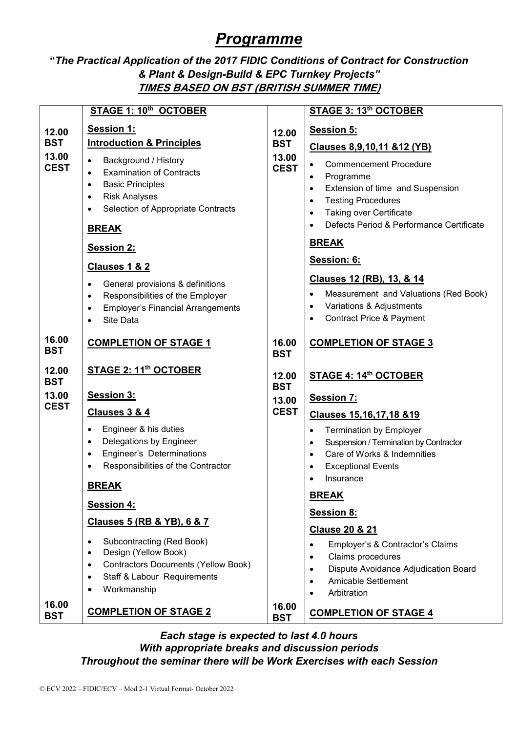# *Programme*

### "*The Practical Application of the 2017 FIDIC Conditions of Contract for Construction & Plant & Design-Build & EPC Turnkey Projects*"

***TIMES BASED ON BST (BRITISH SUMMER TIME)***

| | **STAGE 1: 10th OCTOBER** | | **STAGE 3: 13th OCTOBER** |
|---|---|---|---|
| **12.00 BST**<br>**13.00 CEST** | **Session 1:**<br>**Introduction & Principles**<br>• Background / History<br>• Examination of Contracts<br>• Basic Principles<br>• Risk Analyses<br>• Selection of Appropriate Contracts<br>**BREAK**<br>**Session 2:**<br>**Clauses 1 & 2**<br>• General provisions & definitions<br>• Responsibilities of the Employer<br>• Employer's Financial Arrangements<br>• Site Data | **12.00 BST**<br>**13.00 CEST** | **Session 5:**<br>**Clauses 8,9,10,11 &12 (YB)**<br>• Commencement Procedure<br>• Programme<br>• Extension of time and Suspension<br>• Testing Procedures<br>• Taking over Certificate<br>• Defects Period & Performance Certificate<br>**BREAK**<br>**Session: 6:**<br>**Clauses 12 (RB), 13, & 14**<br>• Measurement and Valuations (Red Book)<br>• Variations & Adjustments<br>• Contract Price & Payment |
| **16.00 BST** | **COMPLETION OF STAGE 1** | **16.00 BST** | **COMPLETION OF STAGE 3** |
| **12.00 BST**<br>**13.00 CEST** | **STAGE 2: 11th OCTOBER**<br>**Session 3:**<br>**Clauses 3 & 4**<br>• Engineer & his duties<br>• Delegations by Engineer<br>• Engineer's Determinations<br>• Responsibilities of the Contractor<br>**BREAK**<br>**Session 4:**<br>**Clauses 5 (RB & YB), 6 & 7**<br>• Subcontracting (Red Book)<br>• Design (Yellow Book)<br>• Contractors Documents (Yellow Book)<br>• Staff & Labour Requirements<br>• Workmanship | **12.00 BST**<br>**13.00 CEST** | **STAGE 4: 14th OCTOBER**<br>**Session 7:**<br>**Clauses 15,16,17,18 &19**<br>• Termination by Employer<br>• Suspension / Termination by Contractor<br>• Care of Works & Indemnities<br>• Exceptional Events<br>• Insurance<br>**BREAK**<br>**Session 8:**<br>**Clause 20 & 21**<br>• Employer's & Contractor's Claims<br>• Claims procedures<br>• Dispute Avoidance Adjudication Board<br>• Amicable Settlement<br>• Arbitration |
| **16.00 BST** | **COMPLETION OF STAGE 2** | **16.00 BST** | **COMPLETION OF STAGE 4** |

***Each stage is expected to last 4.0 hours***
***With appropriate breaks and discussion periods***
***Throughout the seminar there will be Work Exercises with each Session***

© ECV 2022 – FIDIC/ECV – Mod 2-1 Virtual Format- October 2022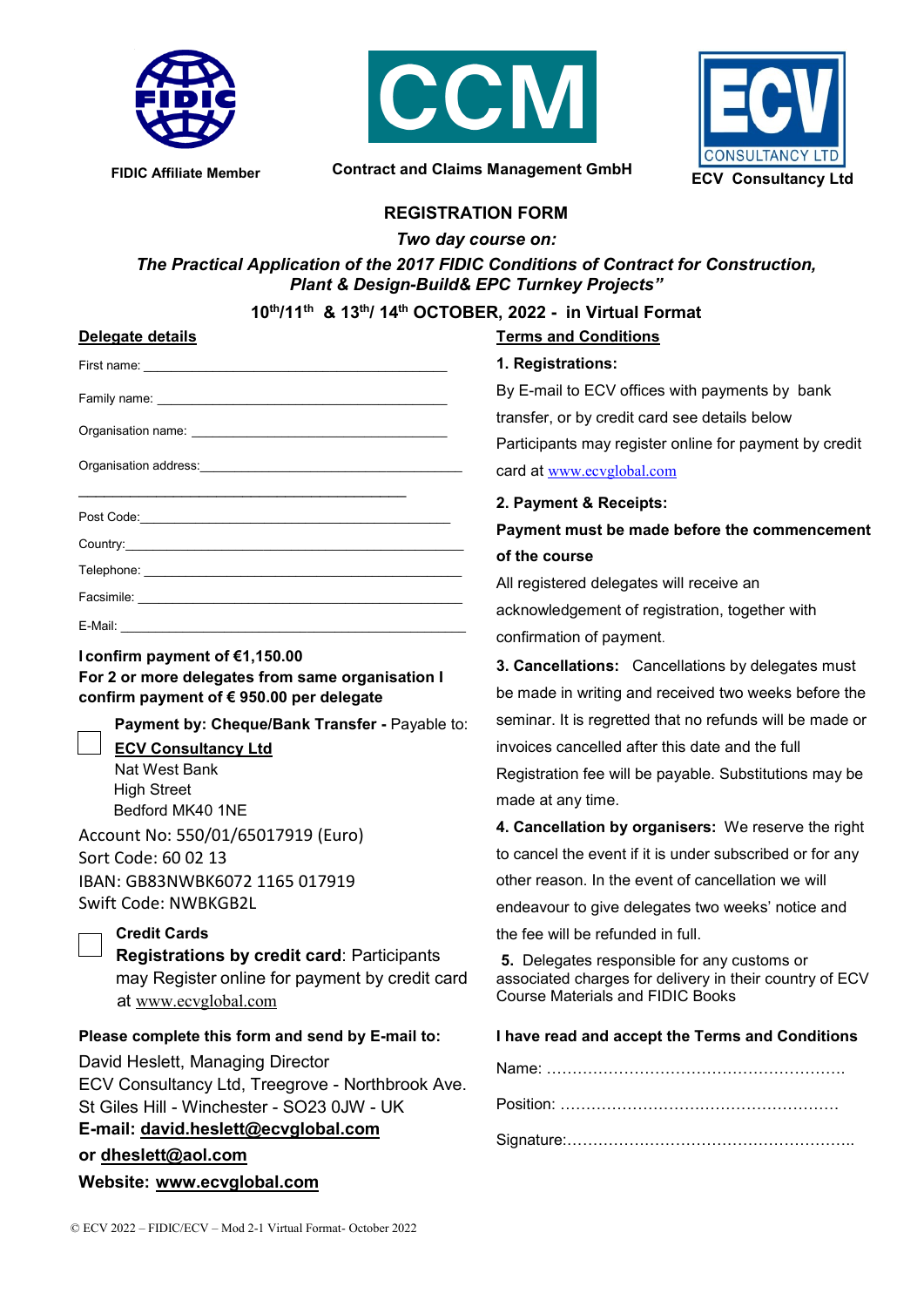FIDIC Affiliate Member

**CCM**

Contract and Claims Management GmbH

**ECV** CONSULTANCY LTD

ECV Consultancy Ltd

# REGISTRATION FORM

*Two day course on:*

***The Practical Application of the 2017 FIDIC Conditions of Contract for Construction, Plant & Design-Build& EPC Turnkey Projects"***

**10th/11th & 13th/ 14th OCTOBER, 2022 - in Virtual Format**

## Delegate details

First name: ____________________________________________

Family name: ____________________________________________

Organisation name: ______________________________________

Organisation address:______________________________________

____________________________________________

Post Code:______________________________________________

Country:________________________________________________

Telephone: ______________________________________________

Facsimile: ______________________________________________

E-Mail: ________________________________________________

**I confirm payment of €1,150.00**
**For 2 or more delegates from same organisation I confirm payment of € 950.00 per delegate**

☐ **Payment by: Cheque/Bank Transfer -** Payable to:
**ECV Consultancy Ltd**
Nat West Bank
High Street
Bedford MK40 1NE

Account No: 550/01/65017919 (Euro)
Sort Code: 60 02 13
IBAN: GB83NWBK6072 1165 017919
Swift Code: NWBKGB2L

☐ **Credit Cards**
**Registrations by credit card**: Participants may Register online for payment by credit card at www.ecvglobal.com

**Please complete this form and send by E-mail to:**

David Heslett, Managing Director
ECV Consultancy Ltd, Treegrove - Northbrook Ave.
St Giles Hill - Winchester - SO23 0JW - UK
**E-mail: david.heslett@ecvglobal.com**
**or dheslett@aol.com**
**Website: www.ecvglobal.com**

## Terms and Conditions

**1. Registrations:**

By E-mail to ECV offices with payments by bank transfer, or by credit card see details below Participants may register online for payment by credit card at www.ecvglobal.com

**2. Payment & Receipts:**

**Payment must be made before the commencement of the course**

All registered delegates will receive an acknowledgement of registration, together with confirmation of payment.

**3. Cancellations:** Cancellations by delegates must be made in writing and received two weeks before the seminar. It is regretted that no refunds will be made or invoices cancelled after this date and the full Registration fee will be payable. Substitutions may be made at any time.

**4. Cancellation by organisers:** We reserve the right to cancel the event if it is under subscribed or for any other reason. In the event of cancellation we will endeavour to give delegates two weeks' notice and the fee will be refunded in full.

**5.** Delegates responsible for any customs or associated charges for delivery in their country of ECV Course Materials and FIDIC Books

**I have read and accept the Terms and Conditions**

Name: ………………………………………………….

Position: ……………………………………………….

Signature:……………………………………………….

© ECV 2022 – FIDIC/ECV – Mod 2-1 Virtual Format- October 2022